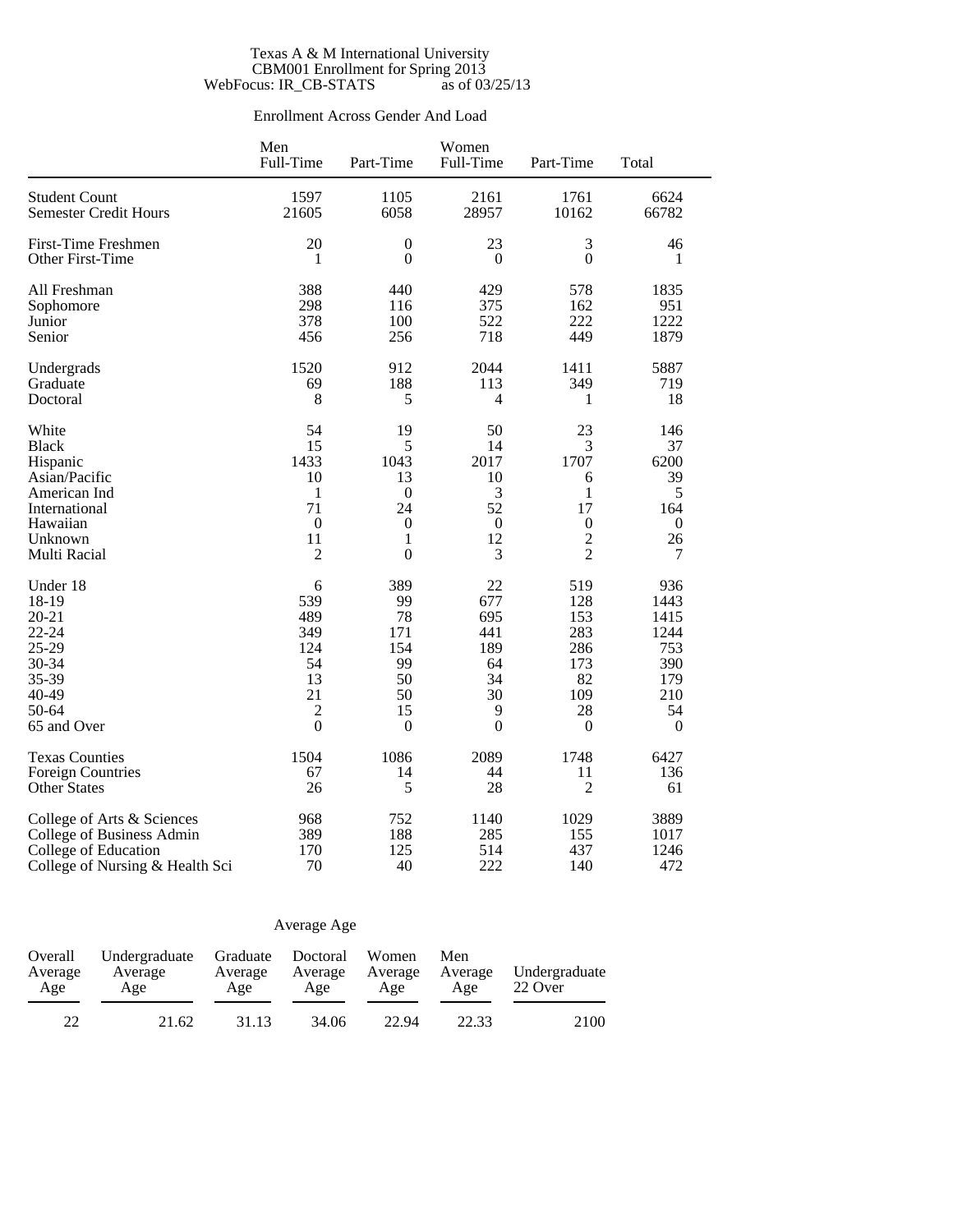Texas A & M International University
CBM001 Enrollment for Spring 2013
WebFocus: IR_CB-STATS as of 03/25/13

## Enrollment Across Gender And Load

| | Men Full-Time | Men Part-Time | Women Full-Time | Women Part-Time | Total |
|---|---|---|---|---|---|
| Student Count | 1597 | 1105 | 2161 | 1761 | 6624 |
| Semester Credit Hours | 21605 | 6058 | 28957 | 10162 | 66782 |
| First-Time Freshmen | 20 | 0 | 23 | 3 | 46 |
| Other First-Time | 1 | 0 | 0 | 0 | 1 |
| All Freshman | 388 | 440 | 429 | 578 | 1835 |
| Sophomore | 298 | 116 | 375 | 162 | 951 |
| Junior | 378 | 100 | 522 | 222 | 1222 |
| Senior | 456 | 256 | 718 | 449 | 1879 |
| Undergrads | 1520 | 912 | 2044 | 1411 | 5887 |
| Graduate | 69 | 188 | 113 | 349 | 719 |
| Doctoral | 8 | 5 | 4 | 1 | 18 |
| White | 54 | 19 | 50 | 23 | 146 |
| Black | 15 | 5 | 14 | 3 | 37 |
| Hispanic | 1433 | 1043 | 2017 | 1707 | 6200 |
| Asian/Pacific | 10 | 13 | 10 | 6 | 39 |
| American Ind | 1 | 0 | 3 | 1 | 5 |
| International | 71 | 24 | 52 | 17 | 164 |
| Hawaiian | 0 | 0 | 0 | 0 | 0 |
| Unknown | 11 | 1 | 12 | 2 | 26 |
| Multi Racial | 2 | 0 | 3 | 2 | 7 |
| Under 18 | 6 | 389 | 22 | 519 | 936 |
| 18-19 | 539 | 99 | 677 | 128 | 1443 |
| 20-21 | 489 | 78 | 695 | 153 | 1415 |
| 22-24 | 349 | 171 | 441 | 283 | 1244 |
| 25-29 | 124 | 154 | 189 | 286 | 753 |
| 30-34 | 54 | 99 | 64 | 173 | 390 |
| 35-39 | 13 | 50 | 34 | 82 | 179 |
| 40-49 | 21 | 50 | 30 | 109 | 210 |
| 50-64 | 2 | 15 | 9 | 28 | 54 |
| 65 and Over | 0 | 0 | 0 | 0 | 0 |
| Texas Counties | 1504 | 1086 | 2089 | 1748 | 6427 |
| Foreign Countries | 67 | 14 | 44 | 11 | 136 |
| Other States | 26 | 5 | 28 | 2 | 61 |
| College of Arts & Sciences | 968 | 752 | 1140 | 1029 | 3889 |
| College of Business Admin | 389 | 188 | 285 | 155 | 1017 |
| College of Education | 170 | 125 | 514 | 437 | 1246 |
| College of Nursing & Health Sci | 70 | 40 | 222 | 140 | 472 |

## Average Age

| Overall Average Age | Undergraduate Average Age | Graduate Average Age | Doctoral Average Age | Women Average Age | Men Average Age | Undergraduate 22 Over |
|---|---|---|---|---|---|---|
| 22 | 21.62 | 31.13 | 34.06 | 22.94 | 22.33 | 2100 |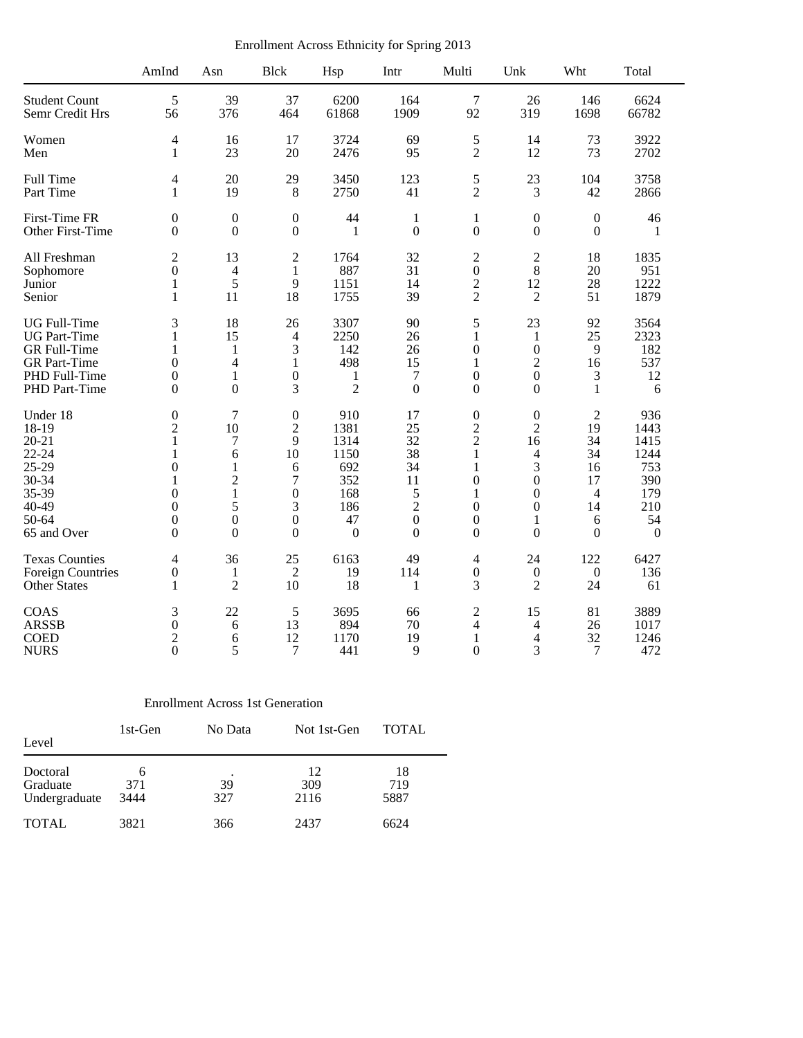Enrollment Across Ethnicity for Spring 2013

| | AmInd | Asn | Blck | Hsp | Intr | Multi | Unk | Wht | Total |
|---|---|---|---|---|---|---|---|---|---|
| Student Count | 5 | 39 | 37 | 6200 | 164 | 7 | 26 | 146 | 6624 |
| Semr Credit Hrs | 56 | 376 | 464 | 61868 | 1909 | 92 | 319 | 1698 | 66782 |
| Women | 4 | 16 | 17 | 3724 | 69 | 5 | 14 | 73 | 3922 |
| Men | 1 | 23 | 20 | 2476 | 95 | 2 | 12 | 73 | 2702 |
| Full Time | 4 | 20 | 29 | 3450 | 123 | 5 | 23 | 104 | 3758 |
| Part Time | 1 | 19 | 8 | 2750 | 41 | 2 | 3 | 42 | 2866 |
| First-Time FR | 0 | 0 | 0 | 44 | 1 | 1 | 0 | 0 | 46 |
| Other First-Time | 0 | 0 | 0 | 1 | 0 | 0 | 0 | 0 | 1 |
| All Freshman | 2 | 13 | 2 | 1764 | 32 | 2 | 2 | 18 | 1835 |
| Sophomore | 0 | 4 | 1 | 887 | 31 | 0 | 8 | 20 | 951 |
| Junior | 1 | 5 | 9 | 1151 | 14 | 2 | 12 | 28 | 1222 |
| Senior | 1 | 11 | 18 | 1755 | 39 | 2 | 2 | 51 | 1879 |
| UG Full-Time | 3 | 18 | 26 | 3307 | 90 | 5 | 23 | 92 | 3564 |
| UG Part-Time | 1 | 15 | 4 | 2250 | 26 | 1 | 1 | 25 | 2323 |
| GR Full-Time | 1 | 1 | 3 | 142 | 26 | 0 | 0 | 9 | 182 |
| GR Part-Time | 0 | 4 | 1 | 498 | 15 | 1 | 2 | 16 | 537 |
| PHD Full-Time | 0 | 1 | 0 | 1 | 7 | 0 | 0 | 3 | 12 |
| PHD Part-Time | 0 | 0 | 3 | 2 | 0 | 0 | 0 | 1 | 6 |
| Under 18 | 0 | 7 | 0 | 910 | 17 | 0 | 0 | 2 | 936 |
| 18-19 | 2 | 10 | 2 | 1381 | 25 | 2 | 2 | 19 | 1443 |
| 20-21 | 1 | 7 | 9 | 1314 | 32 | 2 | 16 | 34 | 1415 |
| 22-24 | 1 | 6 | 10 | 1150 | 38 | 1 | 4 | 34 | 1244 |
| 25-29 | 0 | 1 | 6 | 692 | 34 | 1 | 3 | 16 | 753 |
| 30-34 | 1 | 2 | 7 | 352 | 11 | 0 | 0 | 17 | 390 |
| 35-39 | 0 | 1 | 0 | 168 | 5 | 1 | 0 | 4 | 179 |
| 40-49 | 0 | 5 | 3 | 186 | 2 | 0 | 0 | 14 | 210 |
| 50-64 | 0 | 0 | 0 | 47 | 0 | 0 | 1 | 6 | 54 |
| 65 and Over | 0 | 0 | 0 | 0 | 0 | 0 | 0 | 0 | 0 |
| Texas Counties | 4 | 36 | 25 | 6163 | 49 | 4 | 24 | 122 | 6427 |
| Foreign Countries | 0 | 1 | 2 | 19 | 114 | 0 | 0 | 0 | 136 |
| Other States | 1 | 2 | 10 | 18 | 1 | 3 | 2 | 24 | 61 |
| COAS | 3 | 22 | 5 | 3695 | 66 | 2 | 15 | 81 | 3889 |
| ARSSB | 0 | 6 | 13 | 894 | 70 | 4 | 4 | 26 | 1017 |
| COED | 2 | 6 | 12 | 1170 | 19 | 1 | 4 | 32 | 1246 |
| NURS | 0 | 5 | 7 | 441 | 9 | 0 | 3 | 7 | 472 |

Enrollment Across 1st Generation

| Level | 1st-Gen | No Data | Not 1st-Gen | TOTAL |
|---|---|---|---|---|
| Doctoral | 6 | . | 12 | 18 |
| Graduate | 371 | 39 | 309 | 719 |
| Undergraduate | 3444 | 327 | 2116 | 5887 |
| TOTAL | 3821 | 366 | 2437 | 6624 |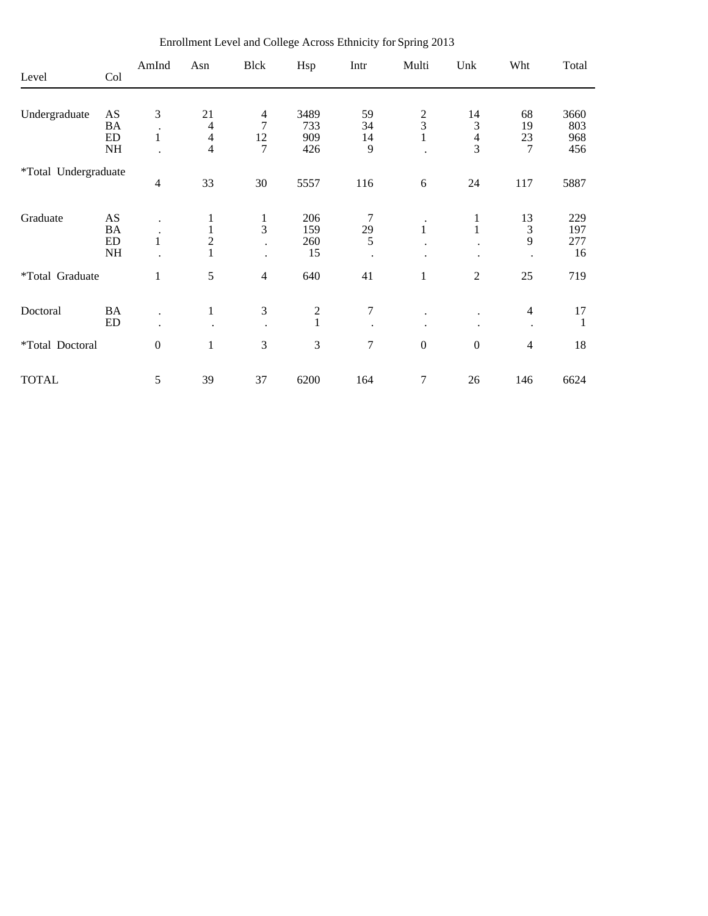Enrollment Level and College Across Ethnicity for Spring 2013

| Level | Col | AmInd | Asn | Blck | Hsp | Intr | Multi | Unk | Wht | Total |
|---|---|---|---|---|---|---|---|---|---|---|
| Undergraduate | AS | 3 | 21 | 4 | 3489 | 59 | 2 | 14 | 68 | 3660 |
| | BA | . | 4 | 7 | 733 | 34 | 3 | 3 | 19 | 803 |
| | ED | 1 | 4 | 12 | 909 | 14 | 1 | 4 | 23 | 968 |
| | NH | . | 4 | 7 | 426 | 9 | . | 3 | 7 | 456 |
| *Total Undergraduate | | 4 | 33 | 30 | 5557 | 116 | 6 | 24 | 117 | 5887 |
| Graduate | AS | . | 1 | 1 | 206 | 7 | . | 1 | 13 | 229 |
| | BA | . | 1 | 3 | 159 | 29 | 1 | 1 | 3 | 197 |
| | ED | 1 | 2 | . | 260 | 5 | . | . | 9 | 277 |
| | NH | . | 1 | . | 15 | . | . | . | . | 16 |
| *Total Graduate | | 1 | 5 | 4 | 640 | 41 | 1 | 2 | 25 | 719 |
| Doctoral | BA | . | 1 | 3 | 2 | 7 | . | . | 4 | 17 |
| | ED | . | . | . | 1 | . | . | . | . | 1 |
| *Total Doctoral | | 0 | 1 | 3 | 3 | 7 | 0 | 0 | 4 | 18 |
| TOTAL | | 5 | 39 | 37 | 6200 | 164 | 7 | 26 | 146 | 6624 |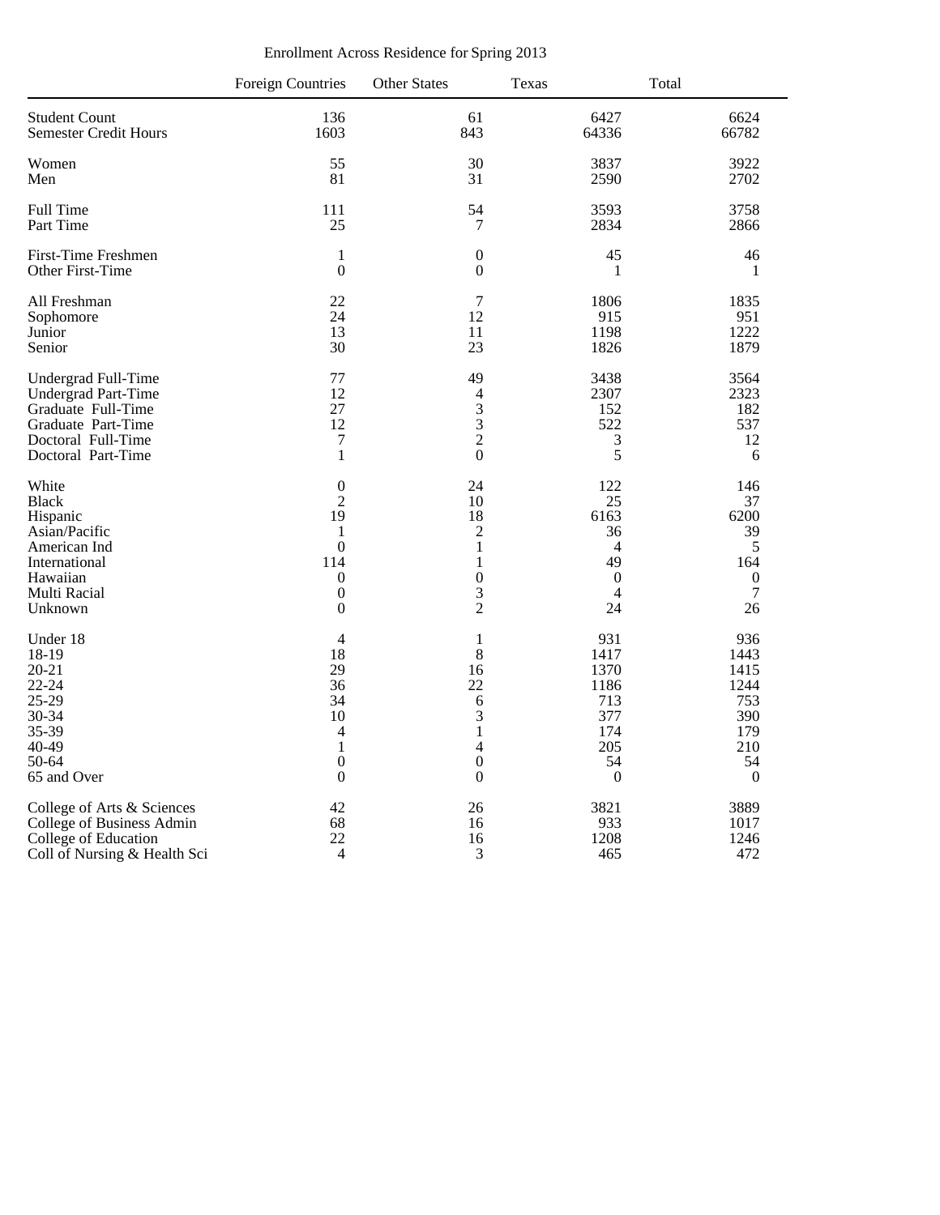Enrollment Across Residence for Spring 2013

| | Foreign Countries | Other States | Texas | Total |
|---|---|---|---|---|
| Student Count | 136 | 61 | 6427 | 6624 |
| Semester Credit Hours | 1603 | 843 | 64336 | 66782 |
| Women | 55 | 30 | 3837 | 3922 |
| Men | 81 | 31 | 2590 | 2702 |
| Full Time | 111 | 54 | 3593 | 3758 |
| Part Time | 25 | 7 | 2834 | 2866 |
| First-Time Freshmen | 1 | 0 | 45 | 46 |
| Other First-Time | 0 | 0 | 1 | 1 |
| All Freshman | 22 | 7 | 1806 | 1835 |
| Sophomore | 24 | 12 | 915 | 951 |
| Junior | 13 | 11 | 1198 | 1222 |
| Senior | 30 | 23 | 1826 | 1879 |
| Undergrad Full-Time | 77 | 49 | 3438 | 3564 |
| Undergrad Part-Time | 12 | 4 | 2307 | 2323 |
| Graduate Full-Time | 27 | 3 | 152 | 182 |
| Graduate Part-Time | 12 | 3 | 522 | 537 |
| Doctoral Full-Time | 7 | 2 | 3 | 12 |
| Doctoral Part-Time | 1 | 0 | 5 | 6 |
| White | 0 | 24 | 122 | 146 |
| Black | 2 | 10 | 25 | 37 |
| Hispanic | 19 | 18 | 6163 | 6200 |
| Asian/Pacific | 1 | 2 | 36 | 39 |
| American Ind | 0 | 1 | 4 | 5 |
| International | 114 | 1 | 49 | 164 |
| Hawaiian | 0 | 0 | 0 | 0 |
| Multi Racial | 0 | 3 | 4 | 7 |
| Unknown | 0 | 2 | 24 | 26 |
| Under 18 | 4 | 1 | 931 | 936 |
| 18-19 | 18 | 8 | 1417 | 1443 |
| 20-21 | 29 | 16 | 1370 | 1415 |
| 22-24 | 36 | 22 | 1186 | 1244 |
| 25-29 | 34 | 6 | 713 | 753 |
| 30-34 | 10 | 3 | 377 | 390 |
| 35-39 | 4 | 1 | 174 | 179 |
| 40-49 | 1 | 4 | 205 | 210 |
| 50-64 | 0 | 0 | 54 | 54 |
| 65 and Over | 0 | 0 | 0 | 0 |
| College of Arts & Sciences | 42 | 26 | 3821 | 3889 |
| College of Business Admin | 68 | 16 | 933 | 1017 |
| College of Education | 22 | 16 | 1208 | 1246 |
| Coll of Nursing & Health Sci | 4 | 3 | 465 | 472 |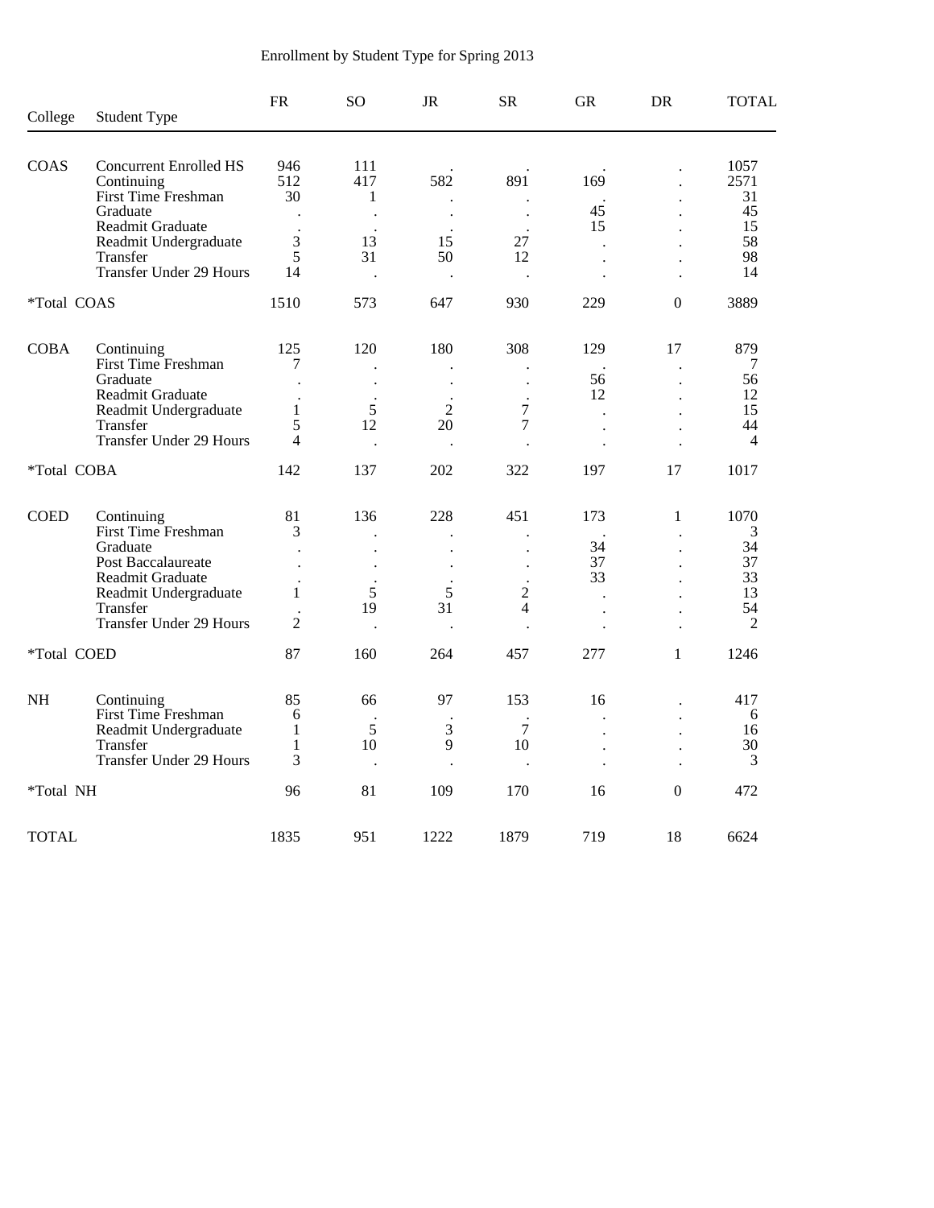Enrollment by Student Type for Spring 2013

| College | Student Type | FR | SO | JR | SR | GR | DR | TOTAL |
|---|---|---|---|---|---|---|---|---|
| COAS | Concurrent Enrolled HS | 946 | 111 | . | . | . | . | 1057 |
| | Continuing | 512 | 417 | 582 | 891 | 169 | . | 2571 |
| | First Time Freshman | 30 | 1 | . | . | . | . | 31 |
| | Graduate | . | . | . | . | 45 | . | 45 |
| | Readmit Graduate | . | . | . | . | 15 | . | 15 |
| | Readmit Undergraduate | 3 | 13 | 15 | 27 | . | . | 58 |
| | Transfer | 5 | 31 | 50 | 12 | . | . | 98 |
| | Transfer Under 29 Hours | 14 | . | . | . | . | . | 14 |
| *Total COAS | | 1510 | 573 | 647 | 930 | 229 | 0 | 3889 |
| COBA | Continuing | 125 | 120 | 180 | 308 | 129 | 17 | 879 |
| | First Time Freshman | 7 | . | . | . | . | . | 7 |
| | Graduate | . | . | . | . | 56 | . | 56 |
| | Readmit Graduate | . | . | . | . | 12 | . | 12 |
| | Readmit Undergraduate | 1 | 5 | 2 | 7 | . | . | 15 |
| | Transfer | 5 | 12 | 20 | 7 | . | . | 44 |
| | Transfer Under 29 Hours | 4 | . | . | . | . | . | 4 |
| *Total COBA | | 142 | 137 | 202 | 322 | 197 | 17 | 1017 |
| COED | Continuing | 81 | 136 | 228 | 451 | 173 | 1 | 1070 |
| | First Time Freshman | 3 | . | . | . | . | . | 3 |
| | Graduate | . | . | . | . | 34 | . | 34 |
| | Post Baccalaureate | . | . | . | . | 37 | . | 37 |
| | Readmit Graduate | . | . | . | . | 33 | . | 33 |
| | Readmit Undergraduate | 1 | 5 | 5 | 2 | . | . | 13 |
| | Transfer | . | 19 | 31 | 4 | . | . | 54 |
| | Transfer Under 29 Hours | 2 | . | . | . | . | . | 2 |
| *Total COED | | 87 | 160 | 264 | 457 | 277 | 1 | 1246 |
| NH | Continuing | 85 | 66 | 97 | 153 | 16 | . | 417 |
| | First Time Freshman | 6 | . | . | . | . | . | 6 |
| | Readmit Undergraduate | 1 | 5 | 3 | 7 | . | . | 16 |
| | Transfer | 1 | 10 | 9 | 10 | . | . | 30 |
| | Transfer Under 29 Hours | 3 | . | . | . | . | . | 3 |
| *Total NH | | 96 | 81 | 109 | 170 | 16 | 0 | 472 |
| TOTAL | | 1835 | 951 | 1222 | 1879 | 719 | 18 | 6624 |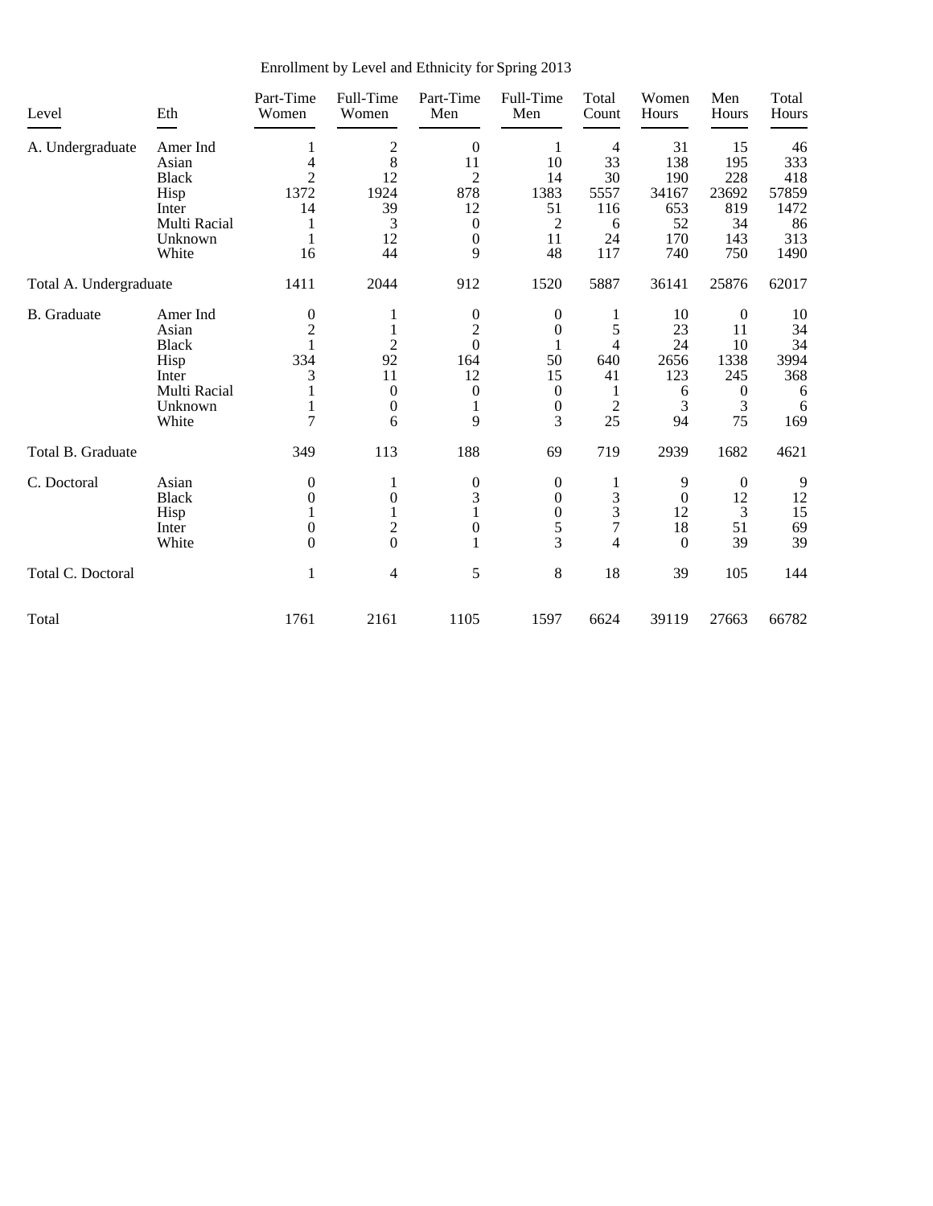Enrollment by Level and Ethnicity for Spring 2013

| Level | Eth | Part-Time Women | Full-Time Women | Part-Time Men | Full-Time Men | Total Count | Women Hours | Men Hours | Total Hours |
|---|---|---|---|---|---|---|---|---|---|
| A. Undergraduate | Amer Ind | 1 | 2 | 0 | 1 | 4 | 31 | 15 | 46 |
| | Asian | 4 | 8 | 11 | 10 | 33 | 138 | 195 | 333 |
| | Black | 2 | 12 | 2 | 14 | 30 | 190 | 228 | 418 |
| | Hisp | 1372 | 1924 | 878 | 1383 | 5557 | 34167 | 23692 | 57859 |
| | Inter | 14 | 39 | 12 | 51 | 116 | 653 | 819 | 1472 |
| | Multi Racial | 1 | 3 | 0 | 2 | 6 | 52 | 34 | 86 |
| | Unknown | 1 | 12 | 0 | 11 | 24 | 170 | 143 | 313 |
| | White | 16 | 44 | 9 | 48 | 117 | 740 | 750 | 1490 |
| Total A. Undergraduate | | 1411 | 2044 | 912 | 1520 | 5887 | 36141 | 25876 | 62017 |
| B. Graduate | Amer Ind | 0 | 1 | 0 | 0 | 1 | 10 | 0 | 10 |
| | Asian | 2 | 1 | 2 | 0 | 5 | 23 | 11 | 34 |
| | Black | 1 | 2 | 0 | 1 | 4 | 24 | 10 | 34 |
| | Hisp | 334 | 92 | 164 | 50 | 640 | 2656 | 1338 | 3994 |
| | Inter | 3 | 11 | 12 | 15 | 41 | 123 | 245 | 368 |
| | Multi Racial | 1 | 0 | 0 | 0 | 1 | 6 | 0 | 6 |
| | Unknown | 1 | 0 | 1 | 0 | 2 | 3 | 3 | 6 |
| | White | 7 | 6 | 9 | 3 | 25 | 94 | 75 | 169 |
| Total B. Graduate | | 349 | 113 | 188 | 69 | 719 | 2939 | 1682 | 4621 |
| C. Doctoral | Asian | 0 | 1 | 0 | 0 | 1 | 9 | 0 | 9 |
| | Black | 0 | 0 | 3 | 0 | 3 | 0 | 12 | 12 |
| | Hisp | 1 | 1 | 1 | 0 | 3 | 12 | 3 | 15 |
| | Inter | 0 | 2 | 0 | 5 | 7 | 18 | 51 | 69 |
| | White | 0 | 0 | 1 | 3 | 4 | 0 | 39 | 39 |
| Total C. Doctoral | | 1 | 4 | 5 | 8 | 18 | 39 | 105 | 144 |
| Total | | 1761 | 2161 | 1105 | 1597 | 6624 | 39119 | 27663 | 66782 |